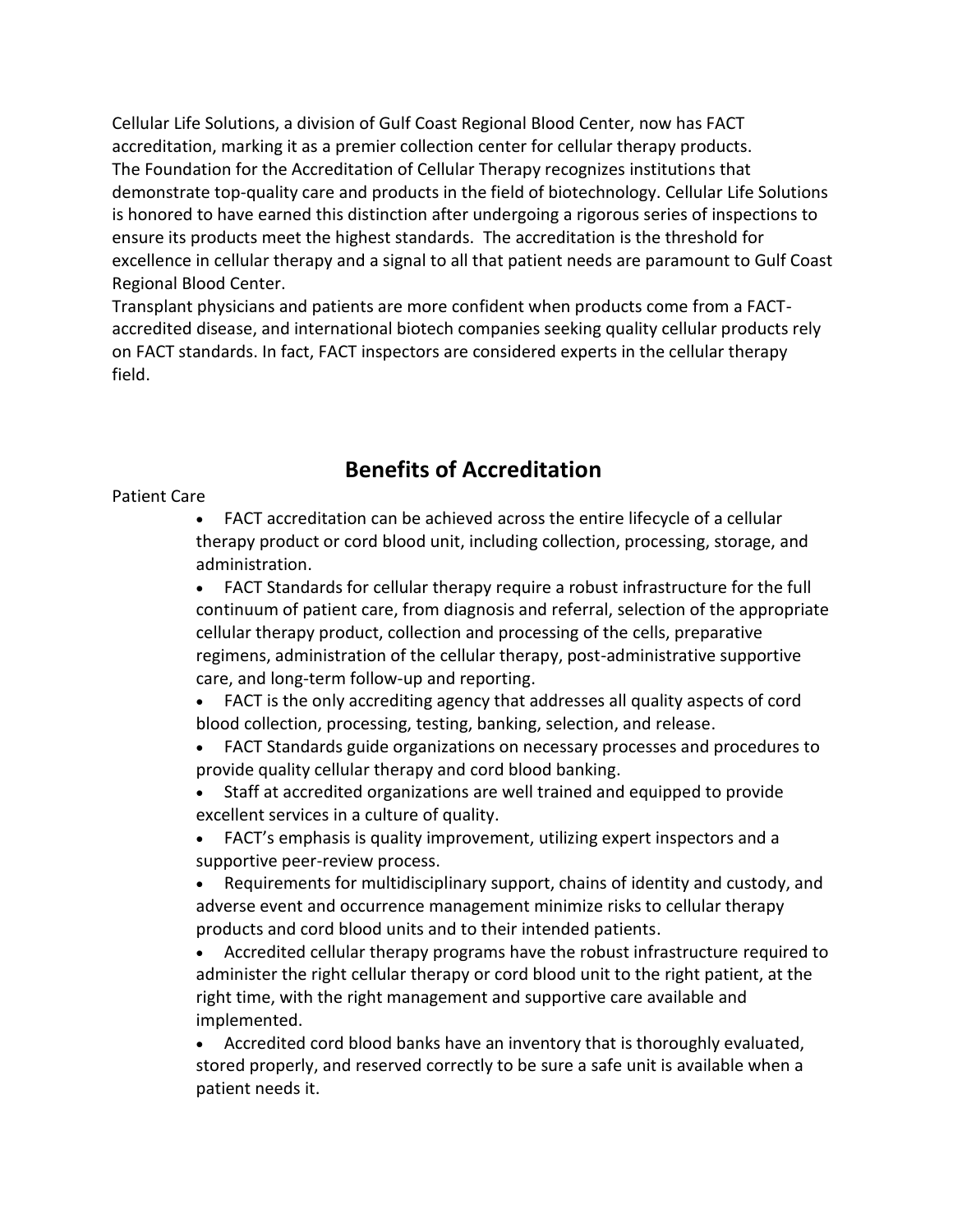Cellular Life Solutions, a division of Gulf Coast Regional Blood Center, now has FACT accreditation, marking it as a premier collection center for cellular therapy products. The Foundation for the Accreditation of Cellular Therapy recognizes institutions that demonstrate top-quality care and products in the field of biotechnology. Cellular Life Solutions is honored to have earned this distinction after undergoing a rigorous series of inspections to ensure its products meet the highest standards. The accreditation is the threshold for excellence in cellular therapy and a signal to all that patient needs are paramount to Gulf Coast Regional Blood Center.

Transplant physicians and patients are more confident when products come from a FACT-accredited disease, and international biotech companies seeking quality cellular products rely on FACT standards. In fact, FACT inspectors are considered experts in the cellular therapy field.

## Benefits of Accreditation

Patient Care

- FACT accreditation can be achieved across the entire lifecycle of a cellular therapy product or cord blood unit, including collection, processing, storage, and administration.
- FACT Standards for cellular therapy require a robust infrastructure for the full continuum of patient care, from diagnosis and referral, selection of the appropriate cellular therapy product, collection and processing of the cells, preparative regimens, administration of the cellular therapy, post-administrative supportive care, and long-term follow-up and reporting.
- FACT is the only accrediting agency that addresses all quality aspects of cord blood collection, processing, testing, banking, selection, and release.
- FACT Standards guide organizations on necessary processes and procedures to provide quality cellular therapy and cord blood banking.
- Staff at accredited organizations are well trained and equipped to provide excellent services in a culture of quality.
- FACT's emphasis is quality improvement, utilizing expert inspectors and a supportive peer-review process.
- Requirements for multidisciplinary support, chains of identity and custody, and adverse event and occurrence management minimize risks to cellular therapy products and cord blood units and to their intended patients.
- Accredited cellular therapy programs have the robust infrastructure required to administer the right cellular therapy or cord blood unit to the right patient, at the right time, with the right management and supportive care available and implemented.
- Accredited cord blood banks have an inventory that is thoroughly evaluated, stored properly, and reserved correctly to be sure a safe unit is available when a patient needs it.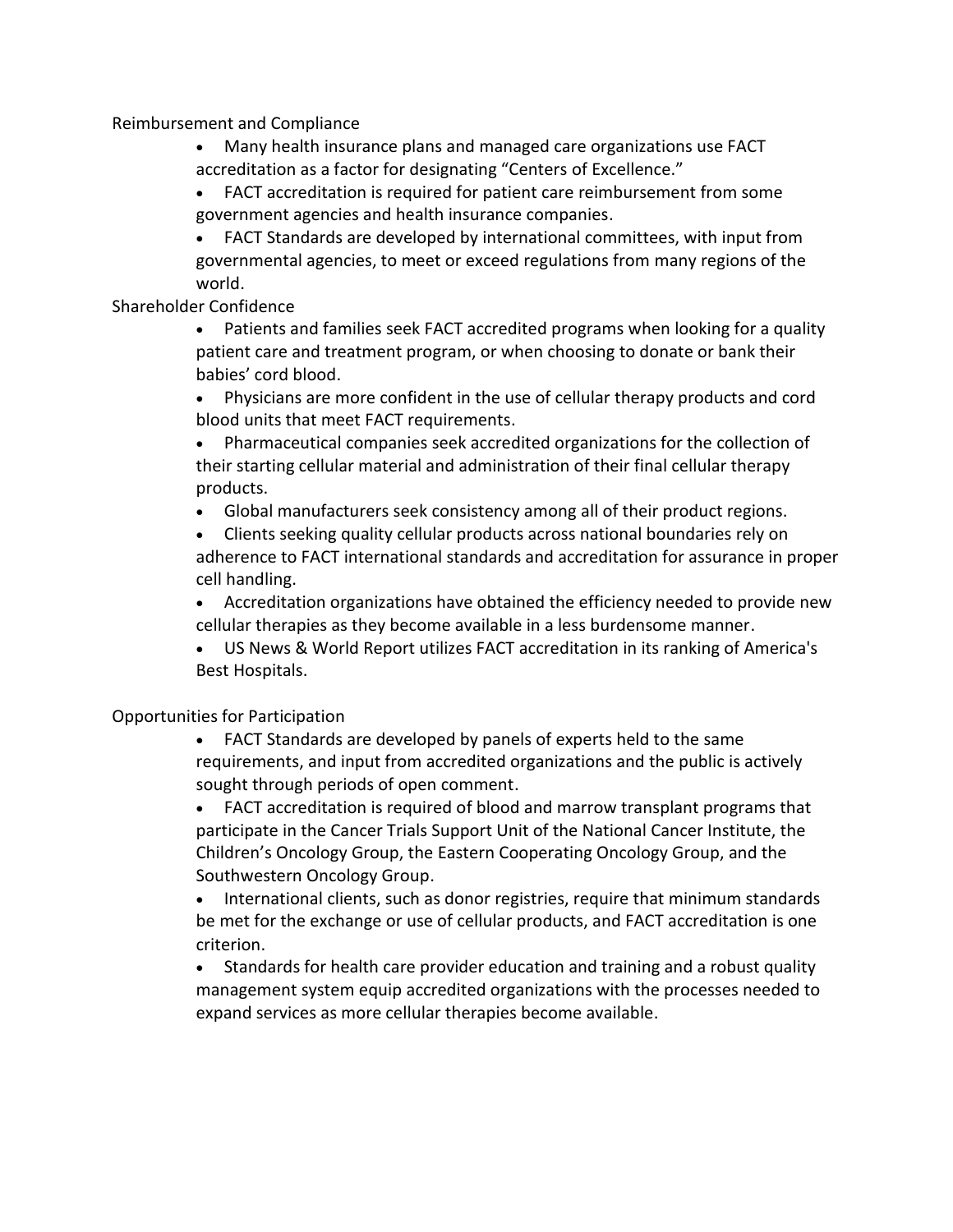Reimbursement and Compliance

- Many health insurance plans and managed care organizations use FACT accreditation as a factor for designating "Centers of Excellence."
- FACT accreditation is required for patient care reimbursement from some government agencies and health insurance companies.
- FACT Standards are developed by international committees, with input from governmental agencies, to meet or exceed regulations from many regions of the world.

Shareholder Confidence

- Patients and families seek FACT accredited programs when looking for a quality patient care and treatment program, or when choosing to donate or bank their babies' cord blood.
- Physicians are more confident in the use of cellular therapy products and cord blood units that meet FACT requirements.
- Pharmaceutical companies seek accredited organizations for the collection of their starting cellular material and administration of their final cellular therapy products.
- Global manufacturers seek consistency among all of their product regions.
- Clients seeking quality cellular products across national boundaries rely on adherence to FACT international standards and accreditation for assurance in proper cell handling.
- Accreditation organizations have obtained the efficiency needed to provide new cellular therapies as they become available in a less burdensome manner.
- US News & World Report utilizes FACT accreditation in its ranking of America's Best Hospitals.

Opportunities for Participation

- FACT Standards are developed by panels of experts held to the same requirements, and input from accredited organizations and the public is actively sought through periods of open comment.
- FACT accreditation is required of blood and marrow transplant programs that participate in the Cancer Trials Support Unit of the National Cancer Institute, the Children's Oncology Group, the Eastern Cooperating Oncology Group, and the Southwestern Oncology Group.
- International clients, such as donor registries, require that minimum standards be met for the exchange or use of cellular products, and FACT accreditation is one criterion.
- Standards for health care provider education and training and a robust quality management system equip accredited organizations with the processes needed to expand services as more cellular therapies become available.